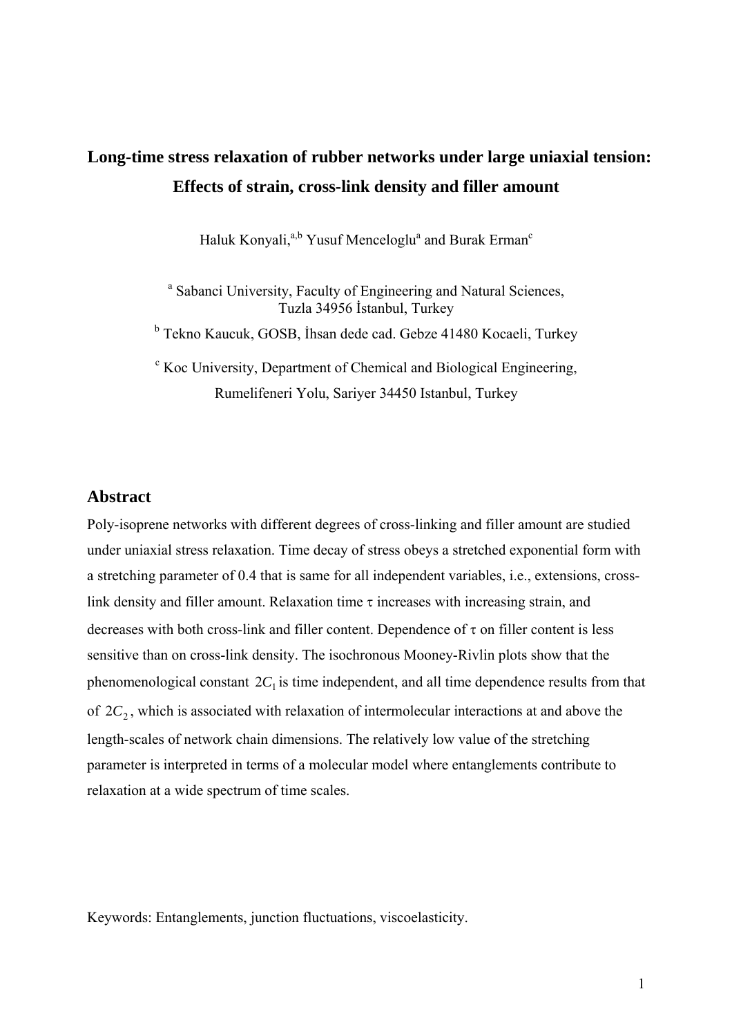# Long-time stress relaxation of rubber networks under large uniaxial tension: Effects of strain, cross-link density and filler amount

Haluk Konyali,[a,b] Yusuf Menceloglu[a] and Burak Erman[c]

[a] Sabanci University, Faculty of Engineering and Natural Sciences, Tuzla 34956 İstanbul, Turkey

[b] Tekno Kaucuk, GOSB, İhsan dede cad. Gebze 41480 Kocaeli, Turkey

[c] Koc University, Department of Chemical and Biological Engineering, Rumelifeneri Yolu, Sariyer 34450 Istanbul, Turkey

## Abstract

Poly-isoprene networks with different degrees of cross-linking and filler amount are studied under uniaxial stress relaxation. Time decay of stress obeys a stretched exponential form with a stretching parameter of 0.4 that is same for all independent variables, i.e., extensions, cross-link density and filler amount. Relaxation time $\tau$ increases with increasing strain, and decreases with both cross-link and filler content. Dependence of $\tau$ on filler content is less sensitive than on cross-link density. The isochronous Mooney-Rivlin plots show that the phenomenological constant $2C_1$ is time independent, and all time dependence results from that of $2C_2$, which is associated with relaxation of intermolecular interactions at and above the length-scales of network chain dimensions. The relatively low value of the stretching parameter is interpreted in terms of a molecular model where entanglements contribute to relaxation at a wide spectrum of time scales.

Keywords: Entanglements, junction fluctuations, viscoelasticity.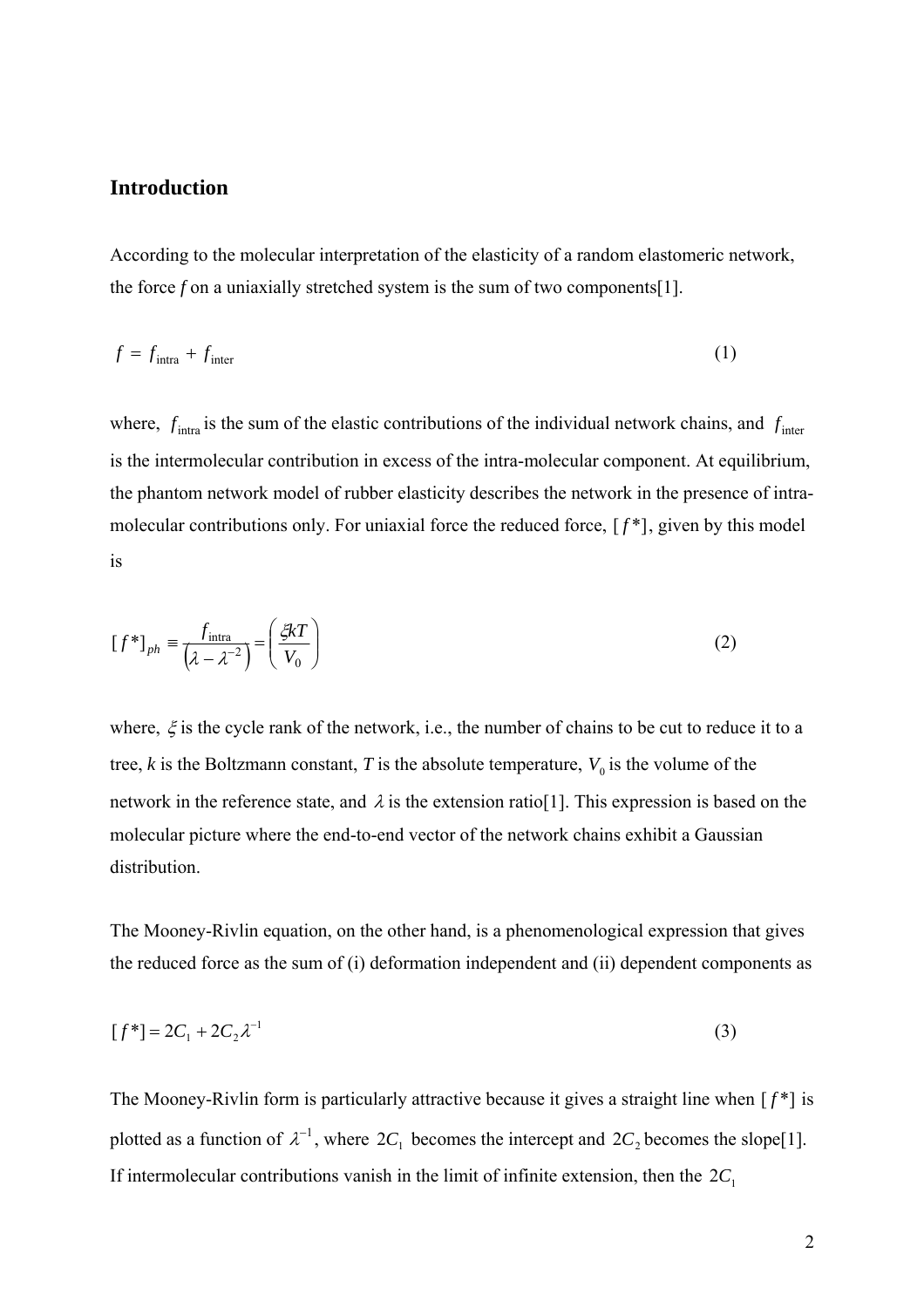## Introduction

According to the molecular interpretation of the elasticity of a random elastomeric network, the force $f$ on a uniaxially stretched system is the sum of two components[1].

$$f = f_{\text{intra}} + f_{\text{inter}} \tag{1}$$

where, $f_{\text{intra}}$ is the sum of the elastic contributions of the individual network chains, and $f_{\text{inter}}$ is the intermolecular contribution in excess of the intra-molecular component. At equilibrium, the phantom network model of rubber elasticity describes the network in the presence of intra-molecular contributions only. For uniaxial force the reduced force, $[f^*]$, given by this model is

$$[f^*]_{ph} \equiv \frac{f_{\text{intra}}}{\left(\lambda - \lambda^{-2}\right)} = \left(\frac{\xi kT}{V_0}\right) \tag{2}$$

where, $\xi$ is the cycle rank of the network, i.e., the number of chains to be cut to reduce it to a tree, $k$ is the Boltzmann constant, $T$ is the absolute temperature, $V_0$ is the volume of the network in the reference state, and $\lambda$ is the extension ratio[1]. This expression is based on the molecular picture where the end-to-end vector of the network chains exhibit a Gaussian distribution.

The Mooney-Rivlin equation, on the other hand, is a phenomenological expression that gives the reduced force as the sum of (i) deformation independent and (ii) dependent components as

$$[f^*] = 2C_1 + 2C_2\lambda^{-1} \tag{3}$$

The Mooney-Rivlin form is particularly attractive because it gives a straight line when $[f^*]$ is plotted as a function of $\lambda^{-1}$, where $2C_1$ becomes the intercept and $2C_2$ becomes the slope[1]. If intermolecular contributions vanish in the limit of infinite extension, then the $2C_1$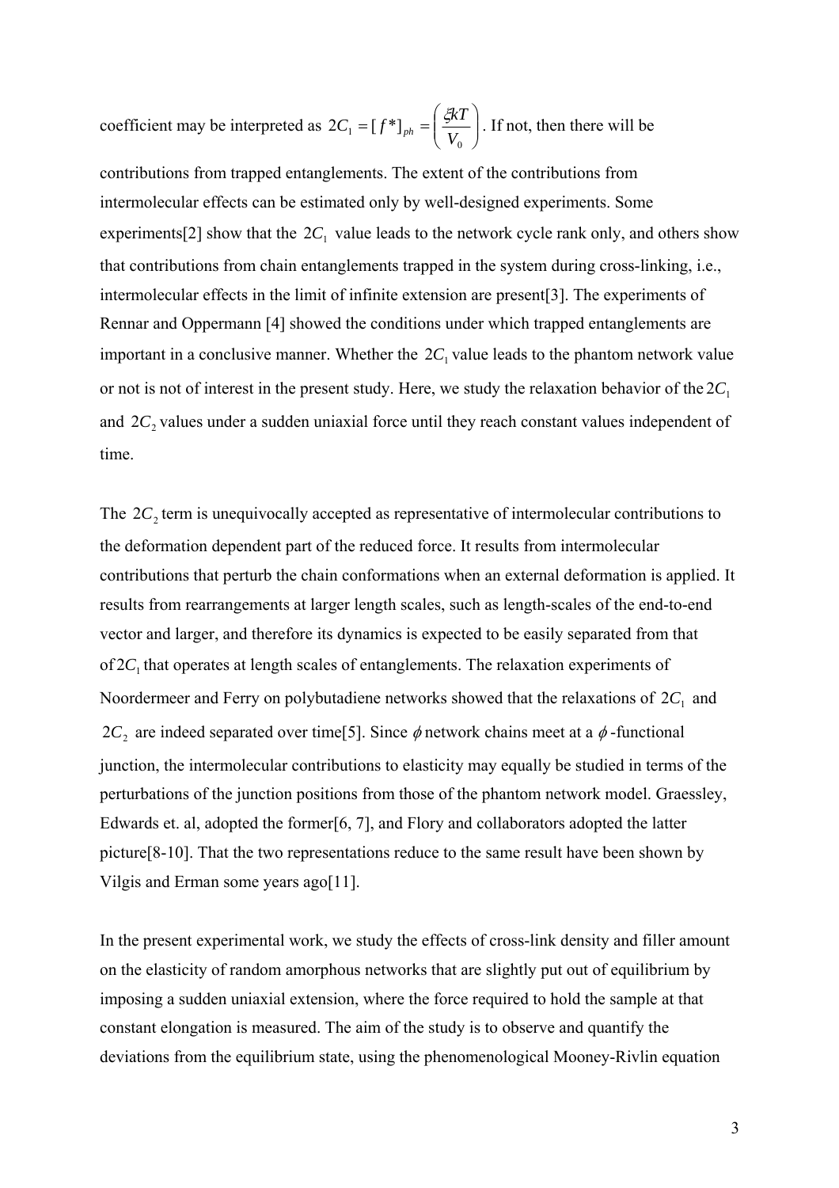coefficient may be interpreted as $2C_1 = [f^*]_{ph} = \left(\frac{\xi kT}{V_0}\right)$. If not, then there will be contributions from trapped entanglements. The extent of the contributions from intermolecular effects can be estimated only by well-designed experiments. Some experiments[2] show that the $2C_1$ value leads to the network cycle rank only, and others show that contributions from chain entanglements trapped in the system during cross-linking, i.e., intermolecular effects in the limit of infinite extension are present[3]. The experiments of Rennar and Oppermann [4] showed the conditions under which trapped entanglements are important in a conclusive manner. Whether the $2C_1$ value leads to the phantom network value or not is not of interest in the present study. Here, we study the relaxation behavior of the $2C_1$ and $2C_2$ values under a sudden uniaxial force until they reach constant values independent of time.

The $2C_2$ term is unequivocally accepted as representative of intermolecular contributions to the deformation dependent part of the reduced force. It results from intermolecular contributions that perturb the chain conformations when an external deformation is applied. It results from rearrangements at larger length scales, such as length-scales of the end-to-end vector and larger, and therefore its dynamics is expected to be easily separated from that of $2C_1$ that operates at length scales of entanglements. The relaxation experiments of Noordermeer and Ferry on polybutadiene networks showed that the relaxations of $2C_1$ and $2C_2$ are indeed separated over time[5]. Since $\phi$ network chains meet at a $\phi$-functional junction, the intermolecular contributions to elasticity may equally be studied in terms of the perturbations of the junction positions from those of the phantom network model. Graessley, Edwards et. al, adopted the former[6, 7], and Flory and collaborators adopted the latter picture[8-10]. That the two representations reduce to the same result have been shown by Vilgis and Erman some years ago[11].

In the present experimental work, we study the effects of cross-link density and filler amount on the elasticity of random amorphous networks that are slightly put out of equilibrium by imposing a sudden uniaxial extension, where the force required to hold the sample at that constant elongation is measured. The aim of the study is to observe and quantify the deviations from the equilibrium state, using the phenomenological Mooney-Rivlin equation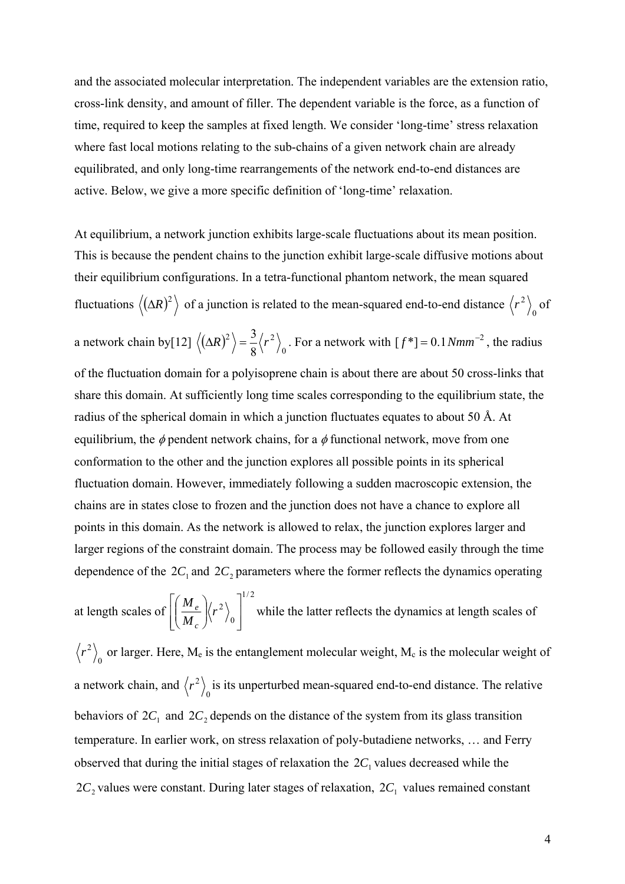and the associated molecular interpretation. The independent variables are the extension ratio, cross-link density, and amount of filler. The dependent variable is the force, as a function of time, required to keep the samples at fixed length. We consider 'long-time' stress relaxation where fast local motions relating to the sub-chains of a given network chain are already equilibrated, and only long-time rearrangements of the network end-to-end distances are active. Below, we give a more specific definition of 'long-time' relaxation.

At equilibrium, a network junction exhibits large-scale fluctuations about its mean position. This is because the pendent chains to the junction exhibit large-scale diffusive motions about their equilibrium configurations. In a tetra-functional phantom network, the mean squared fluctuations $\left\langle (\Delta R)^2 \right\rangle$ of a junction is related to the mean-squared end-to-end distance $\left\langle r^2 \right\rangle_0$ of a network chain by[12] $\left\langle (\Delta R)^2 \right\rangle = \frac{3}{8}\left\langle r^2 \right\rangle_0$. For a network with $[f^*] = 0.1\,Nmm^{-2}$, the radius of the fluctuation domain for a polyisoprene chain is about there are about 50 cross-links that share this domain. At sufficiently long time scales corresponding to the equilibrium state, the radius of the spherical domain in which a junction fluctuates equates to about 50 Å. At equilibrium, the $\phi$ pendent network chains, for a $\phi$ functional network, move from one conformation to the other and the junction explores all possible points in its spherical fluctuation domain. However, immediately following a sudden macroscopic extension, the chains are in states close to frozen and the junction does not have a chance to explore all points in this domain. As the network is allowed to relax, the junction explores larger and larger regions of the constraint domain. The process may be followed easily through the time dependence of the $2C_1$ and $2C_2$ parameters where the former reflects the dynamics operating at length scales of $\left[\left(\frac{M_e}{M_c}\right)\left\langle r^2 \right\rangle_0\right]^{1/2}$ while the latter reflects the dynamics at length scales of $\left\langle r^2 \right\rangle_0$ or larger. Here, $M_e$ is the entanglement molecular weight, $M_c$ is the molecular weight of a network chain, and $\left\langle r^2 \right\rangle_0$ is its unperturbed mean-squared end-to-end distance. The relative behaviors of $2C_1$ and $2C_2$ depends on the distance of the system from its glass transition temperature. In earlier work, on stress relaxation of poly-butadiene networks, … and Ferry observed that during the initial stages of relaxation the $2C_1$ values decreased while the $2C_2$ values were constant. During later stages of relaxation, $2C_1$ values remained constant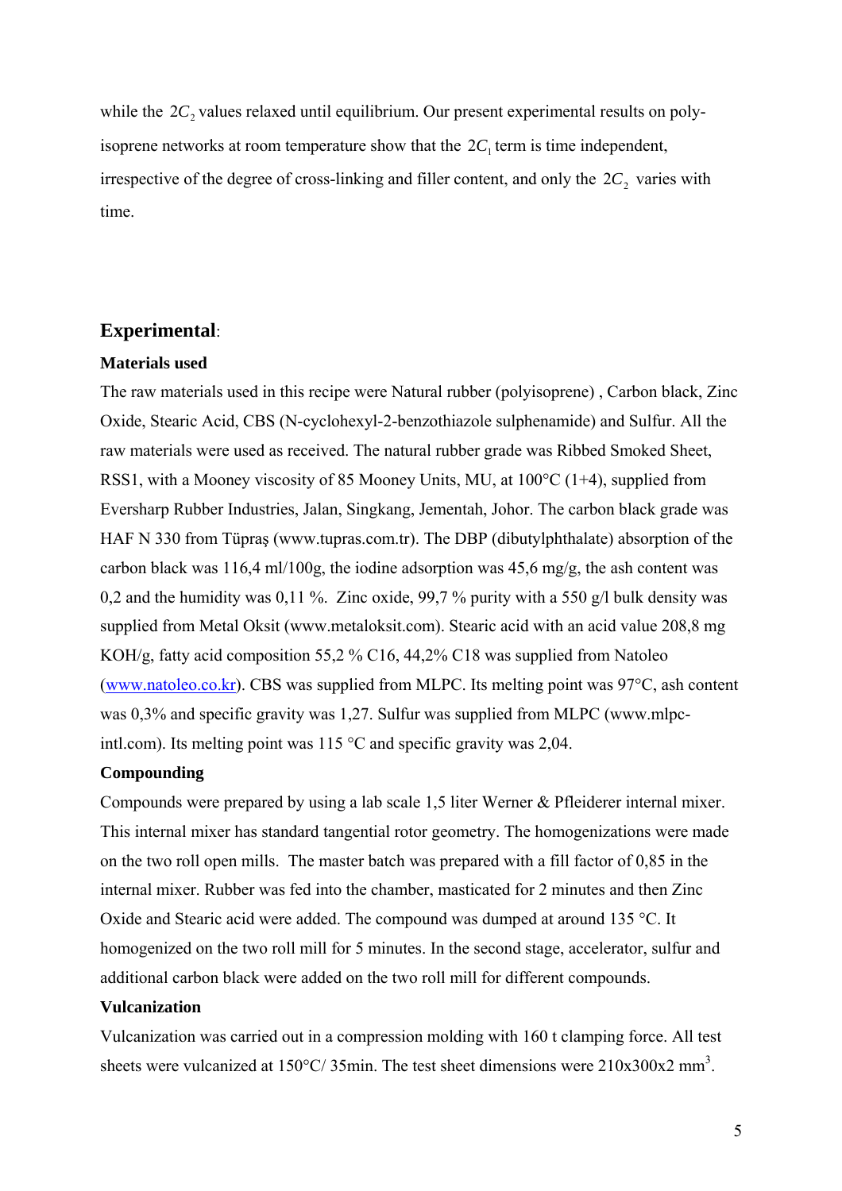while the $2C_2$ values relaxed until equilibrium. Our present experimental results on poly-isoprene networks at room temperature show that the $2C_1$ term is time independent, irrespective of the degree of cross-linking and filler content, and only the $2C_2$ varies with time.

## Experimental:

### Materials used

The raw materials used in this recipe were Natural rubber (polyisoprene) , Carbon black, Zinc Oxide, Stearic Acid, CBS (N-cyclohexyl-2-benzothiazole sulphenamide) and Sulfur. All the raw materials were used as received. The natural rubber grade was Ribbed Smoked Sheet, RSS1, with a Mooney viscosity of 85 Mooney Units, MU, at 100°C (1+4), supplied from Eversharp Rubber Industries, Jalan, Singkang, Jementah, Johor. The carbon black grade was HAF N 330 from Tüpraş (www.tupras.com.tr). The DBP (dibutylphthalate) absorption of the carbon black was 116,4 ml/100g, the iodine adsorption was 45,6 mg/g, the ash content was 0,2 and the humidity was 0,11 %. Zinc oxide, 99,7 % purity with a 550 g/l bulk density was supplied from Metal Oksit (www.metaloksit.com). Stearic acid with an acid value 208,8 mg KOH/g, fatty acid composition 55,2 % C16, 44,2% C18 was supplied from Natoleo (www.natoleo.co.kr). CBS was supplied from MLPC. Its melting point was 97°C, ash content was 0,3% and specific gravity was 1,27. Sulfur was supplied from MLPC (www.mlpc-intl.com). Its melting point was 115 °C and specific gravity was 2,04.

### Compounding

Compounds were prepared by using a lab scale 1,5 liter Werner & Pfleiderer internal mixer. This internal mixer has standard tangential rotor geometry. The homogenizations were made on the two roll open mills. The master batch was prepared with a fill factor of 0,85 in the internal mixer. Rubber was fed into the chamber, masticated for 2 minutes and then Zinc Oxide and Stearic acid were added. The compound was dumped at around 135 °C. It homogenized on the two roll mill for 5 minutes. In the second stage, accelerator, sulfur and additional carbon black were added on the two roll mill for different compounds.

### Vulcanization

Vulcanization was carried out in a compression molding with 160 t clamping force. All test sheets were vulcanized at 150°C/ 35min. The test sheet dimensions were 210x300x2 $mm^3$.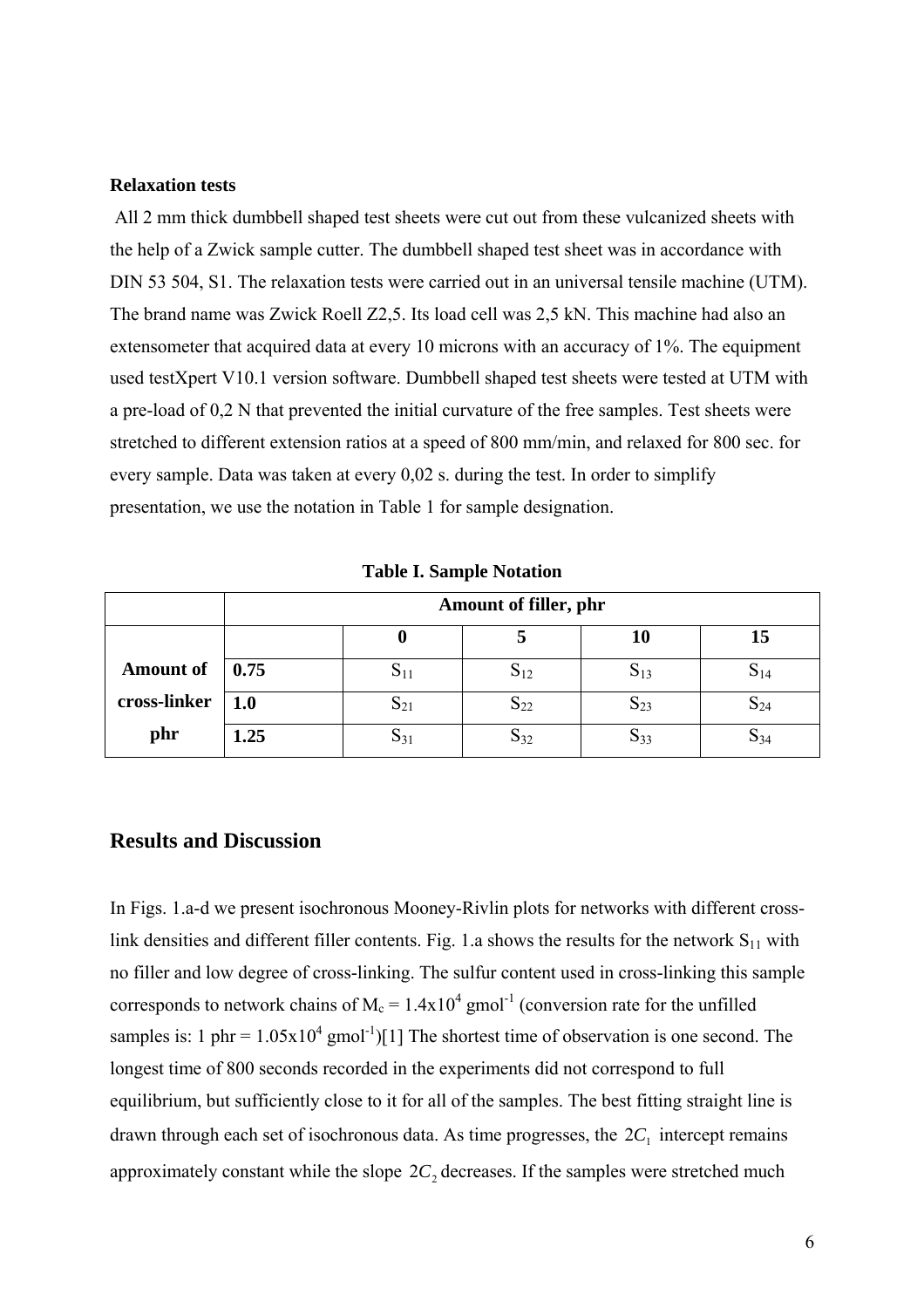**Relaxation tests**

All 2 mm thick dumbbell shaped test sheets were cut out from these vulcanized sheets with the help of a Zwick sample cutter. The dumbbell shaped test sheet was in accordance with DIN 53 504, S1. The relaxation tests were carried out in an universal tensile machine (UTM). The brand name was Zwick Roell Z2,5. Its load cell was 2,5 kN. This machine had also an extensometer that acquired data at every 10 microns with an accuracy of 1%. The equipment used testXpert V10.1 version software. Dumbbell shaped test sheets were tested at UTM with a pre-load of 0,2 N that prevented the initial curvature of the free samples. Test sheets were stretched to different extension ratios at a speed of 800 mm/min, and relaxed for 800 sec. for every sample. Data was taken at every 0,02 s. during the test. In order to simplify presentation, we use the notation in Table 1 for sample designation.

**Table I. Sample Notation**

| | | Amount of filler, phr | | | |
|---|---|---|---|---|---|
| | | 0 | 5 | 10 | 15 |
| **Amount of cross-linker phr** | **0.75** | $S_{11}$ | $S_{12}$ | $S_{13}$ | $S_{14}$ |
| | **1.0** | $S_{21}$ | $S_{22}$ | $S_{23}$ | $S_{24}$ |
| | **1.25** | $S_{31}$ | $S_{32}$ | $S_{33}$ | $S_{34}$ |

## Results and Discussion

In Figs. 1.a-d we present isochronous Mooney-Rivlin plots for networks with different cross-link densities and different filler contents. Fig. 1.a shows the results for the network $S_{11}$ with no filler and low degree of cross-linking. The sulfur content used in cross-linking this sample corresponds to network chains of $M_c = 1.4\text{x}10^4$ gmol$^{-1}$ (conversion rate for the unfilled samples is: 1 phr = $1.05\text{x}10^4$ gmol$^{-1}$)[1] The shortest time of observation is one second. The longest time of 800 seconds recorded in the experiments did not correspond to full equilibrium, but sufficiently close to it for all of the samples. The best fitting straight line is drawn through each set of isochronous data. As time progresses, the $2C_1$ intercept remains approximately constant while the slope $2C_2$ decreases. If the samples were stretched much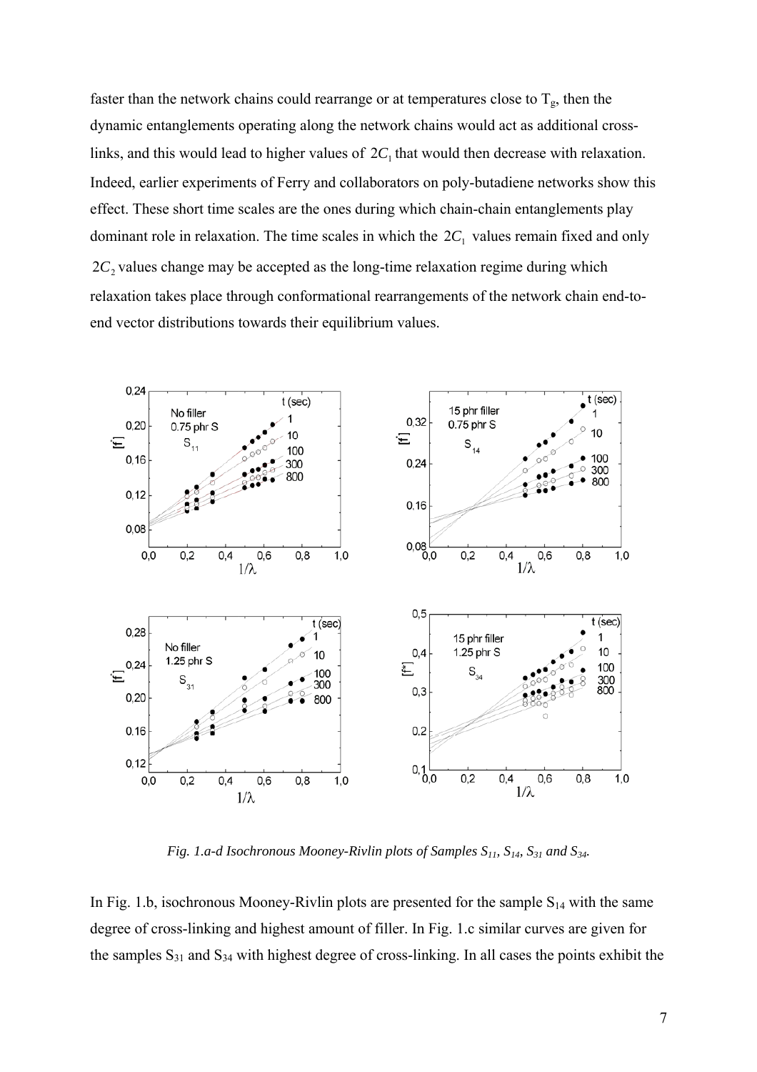faster than the network chains could rearrange or at temperatures close to $T_g$, then the dynamic entanglements operating along the network chains would act as additional cross-links, and this would lead to higher values of $2C_1$ that would then decrease with relaxation. Indeed, earlier experiments of Ferry and collaborators on poly-butadiene networks show this effect. These short time scales are the ones during which chain-chain entanglements play dominant role in relaxation. The time scales in which the $2C_1$ values remain fixed and only $2C_2$ values change may be accepted as the long-time relaxation regime during which relaxation takes place through conformational rearrangements of the network chain end-to-end vector distributions towards their equilibrium values.

*Fig. 1.a-d Isochronous Mooney-Rivlin plots of Samples $S_{11}$, $S_{14}$, $S_{31}$ and $S_{34}$.*

In Fig. 1.b, isochronous Mooney-Rivlin plots are presented for the sample $S_{14}$ with the same degree of cross-linking and highest amount of filler. In Fig. 1.c similar curves are given for the samples $S_{31}$ and $S_{34}$ with highest degree of cross-linking. In all cases the points exhibit the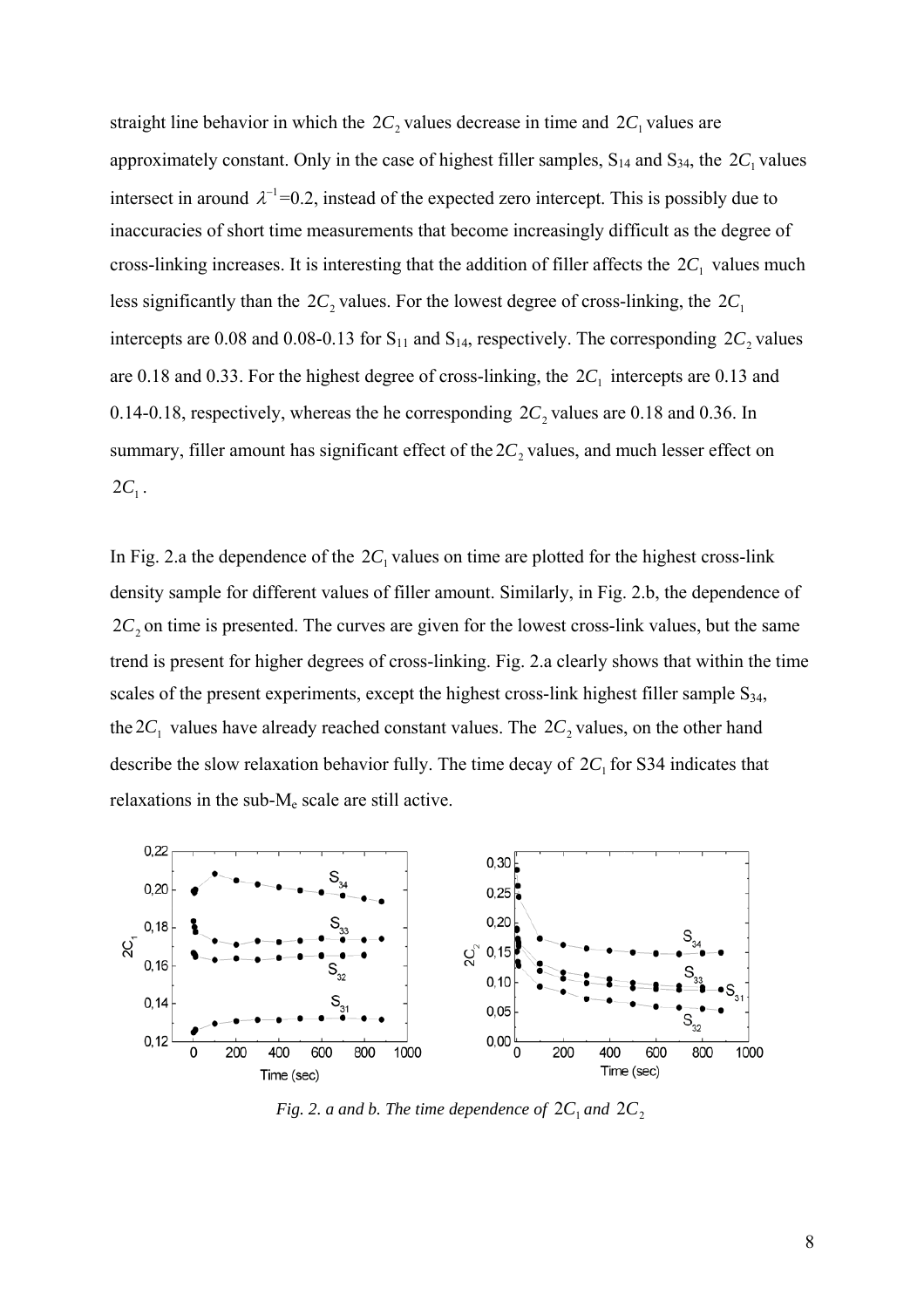straight line behavior in which the $2C_2$ values decrease in time and $2C_1$ values are approximately constant. Only in the case of highest filler samples, $S_{14}$ and $S_{34}$, the $2C_1$ values intersect in around $\lambda^{-1}$=0.2, instead of the expected zero intercept. This is possibly due to inaccuracies of short time measurements that become increasingly difficult as the degree of cross-linking increases. It is interesting that the addition of filler affects the $2C_1$ values much less significantly than the $2C_2$ values. For the lowest degree of cross-linking, the $2C_1$ intercepts are 0.08 and 0.08-0.13 for $S_{11}$ and $S_{14}$, respectively. The corresponding $2C_2$ values are 0.18 and 0.33. For the highest degree of cross-linking, the $2C_1$ intercepts are 0.13 and 0.14-0.18, respectively, whereas the he corresponding $2C_2$ values are 0.18 and 0.36. In summary, filler amount has significant effect of the $2C_2$ values, and much lesser effect on $2C_1$.

In Fig. 2.a the dependence of the $2C_1$ values on time are plotted for the highest cross-link density sample for different values of filler amount. Similarly, in Fig. 2.b, the dependence of $2C_2$ on time is presented. The curves are given for the lowest cross-link values, but the same trend is present for higher degrees of cross-linking. Fig. 2.a clearly shows that within the time scales of the present experiments, except the highest cross-link highest filler sample $S_{34}$, the $2C_1$ values have already reached constant values. The $2C_2$ values, on the other hand describe the slow relaxation behavior fully. The time decay of $2C_1$ for S34 indicates that relaxations in the sub-$M_e$ scale are still active.

*Fig. 2. a and b. The time dependence of $2C_1$ and $2C_2$*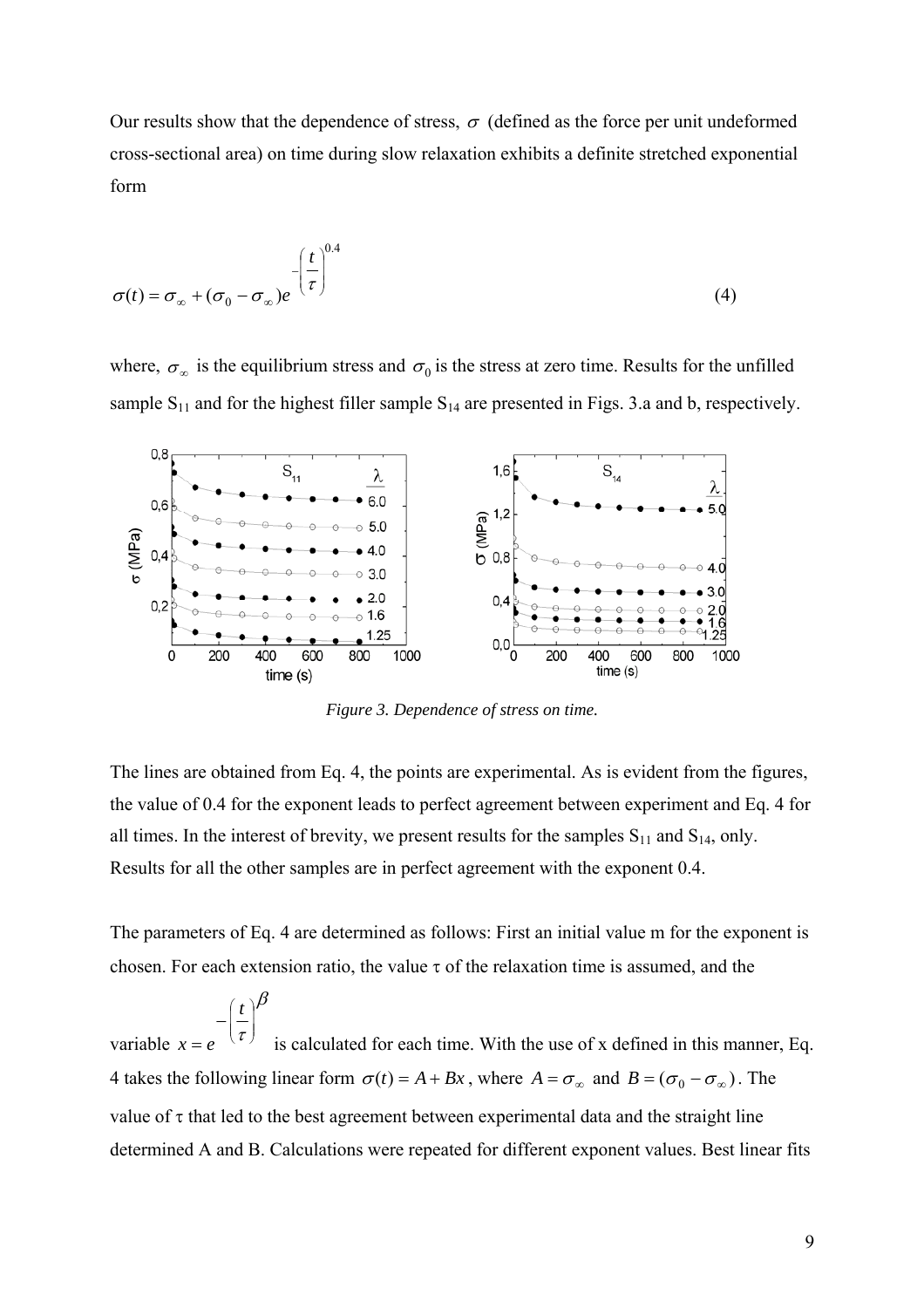Our results show that the dependence of stress, $\sigma$ (defined as the force per unit undeformed cross-sectional area) on time during slow relaxation exhibits a definite stretched exponential form

$$\sigma(t) = \sigma_\infty + (\sigma_0 - \sigma_\infty)e^{-\left(\frac{t}{\tau}\right)^{0.4}} \tag{4}$$

where, $\sigma_\infty$ is the equilibrium stress and $\sigma_0$ is the stress at zero time. Results for the unfilled sample $S_{11}$ and for the highest filler sample $S_{14}$ are presented in Figs. 3.a and b, respectively.

*Figure 3. Dependence of stress on time.*

The lines are obtained from Eq. 4, the points are experimental. As is evident from the figures, the value of 0.4 for the exponent leads to perfect agreement between experiment and Eq. 4 for all times. In the interest of brevity, we present results for the samples $S_{11}$ and $S_{14}$, only. Results for all the other samples are in perfect agreement with the exponent 0.4.

The parameters of Eq. 4 are determined as follows: First an initial value m for the exponent is chosen. For each extension ratio, the value $\tau$ of the relaxation time is assumed, and the variable $x = e^{-\left(\frac{t}{\tau}\right)^{\beta}}$ is calculated for each time. With the use of x defined in this manner, Eq. 4 takes the following linear form $\sigma(t) = A + Bx$, where $A = \sigma_\infty$ and $B = (\sigma_0 - \sigma_\infty)$. The value of $\tau$ that led to the best agreement between experimental data and the straight line determined A and B. Calculations were repeated for different exponent values. Best linear fits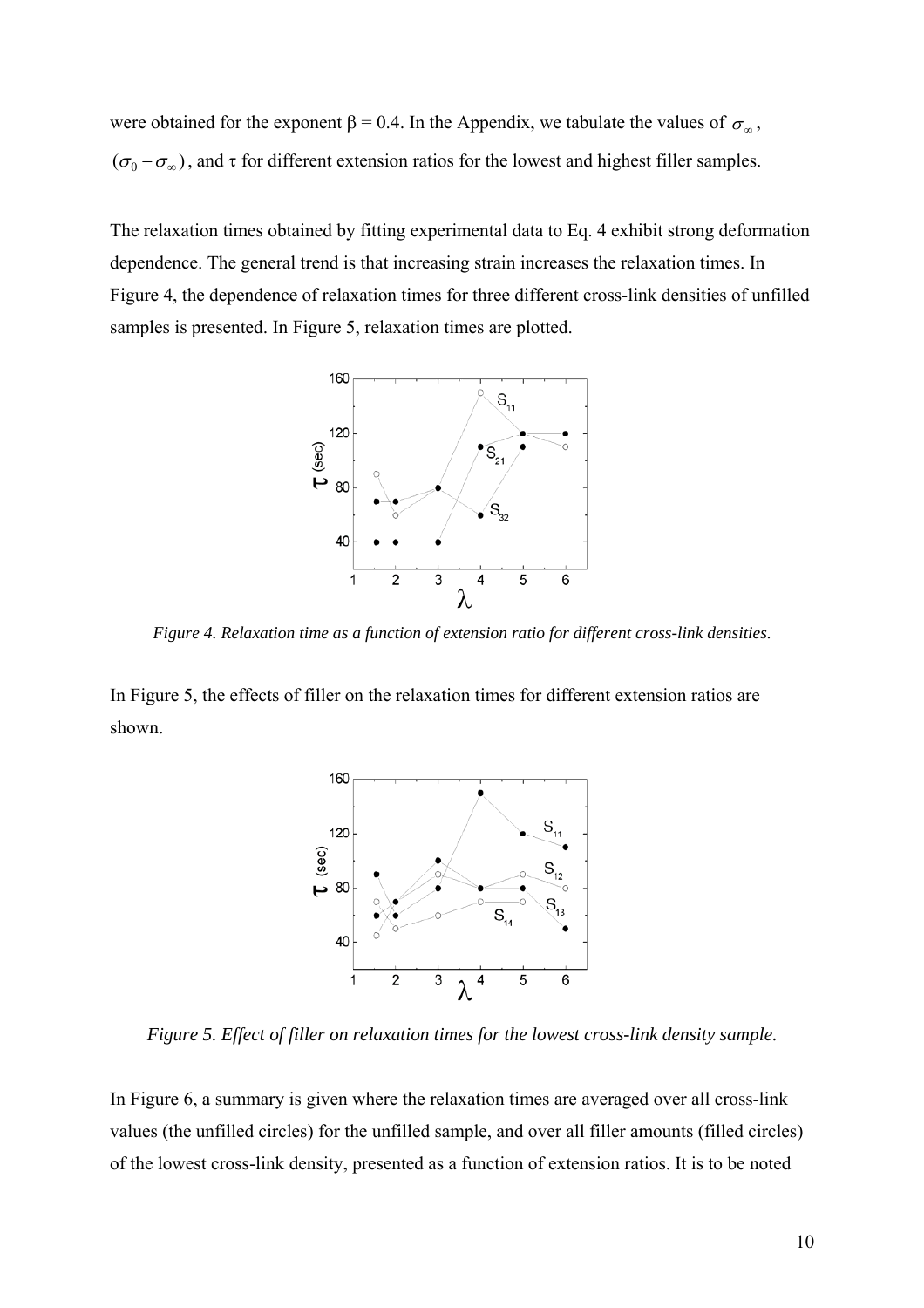were obtained for the exponent β = 0.4. In the Appendix, we tabulate the values of $\sigma_\infty$, $(\sigma_0 - \sigma_\infty)$, and τ for different extension ratios for the lowest and highest filler samples.

The relaxation times obtained by fitting experimental data to Eq. 4 exhibit strong deformation dependence. The general trend is that increasing strain increases the relaxation times. In Figure 4, the dependence of relaxation times for three different cross-link densities of unfilled samples is presented. In Figure 5, relaxation times are plotted.

*Figure 4. Relaxation time as a function of extension ratio for different cross-link densities.*

In Figure 5, the effects of filler on the relaxation times for different extension ratios are shown.

*Figure 5. Effect of filler on relaxation times for the lowest cross-link density sample.*

In Figure 6, a summary is given where the relaxation times are averaged over all cross-link values (the unfilled circles) for the unfilled sample, and over all filler amounts (filled circles) of the lowest cross-link density, presented as a function of extension ratios. It is to be noted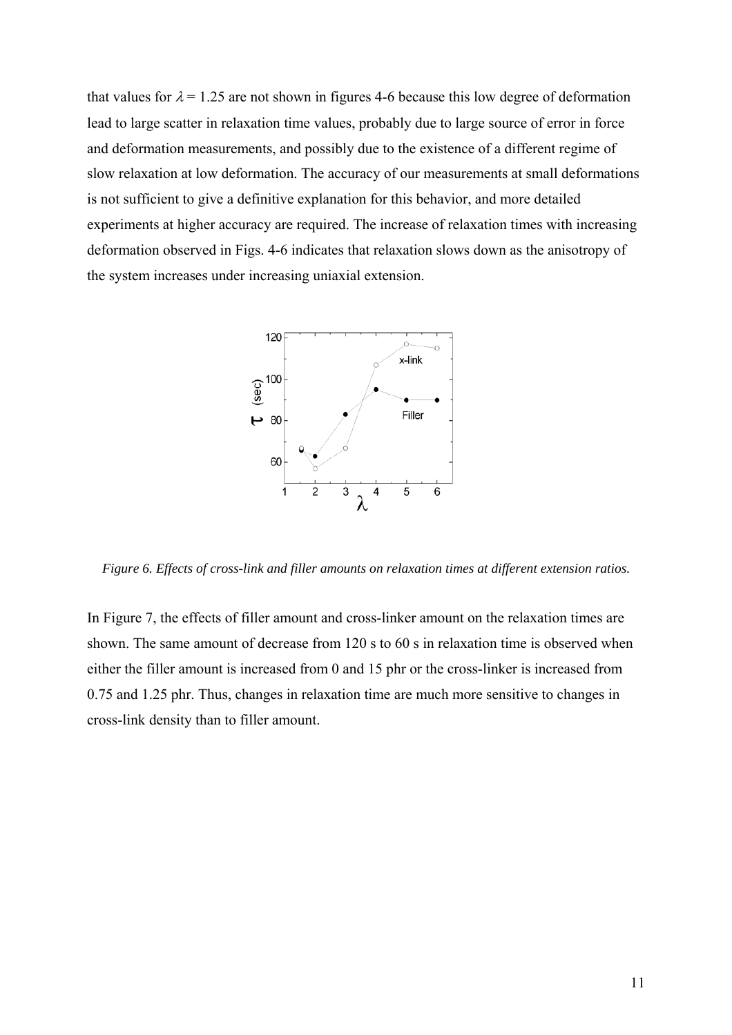that values for $\lambda = 1.25$ are not shown in figures 4-6 because this low degree of deformation lead to large scatter in relaxation time values, probably due to large source of error in force and deformation measurements, and possibly due to the existence of a different regime of slow relaxation at low deformation. The accuracy of our measurements at small deformations is not sufficient to give a definitive explanation for this behavior, and more detailed experiments at higher accuracy are required. The increase of relaxation times with increasing deformation observed in Figs. 4-6 indicates that relaxation slows down as the anisotropy of the system increases under increasing uniaxial extension.

*Figure 6. Effects of cross-link and filler amounts on relaxation times at different extension ratios.*

In Figure 7, the effects of filler amount and cross-linker amount on the relaxation times are shown. The same amount of decrease from 120 s to 60 s in relaxation time is observed when either the filler amount is increased from 0 and 15 phr or the cross-linker is increased from 0.75 and 1.25 phr. Thus, changes in relaxation time are much more sensitive to changes in cross-link density than to filler amount.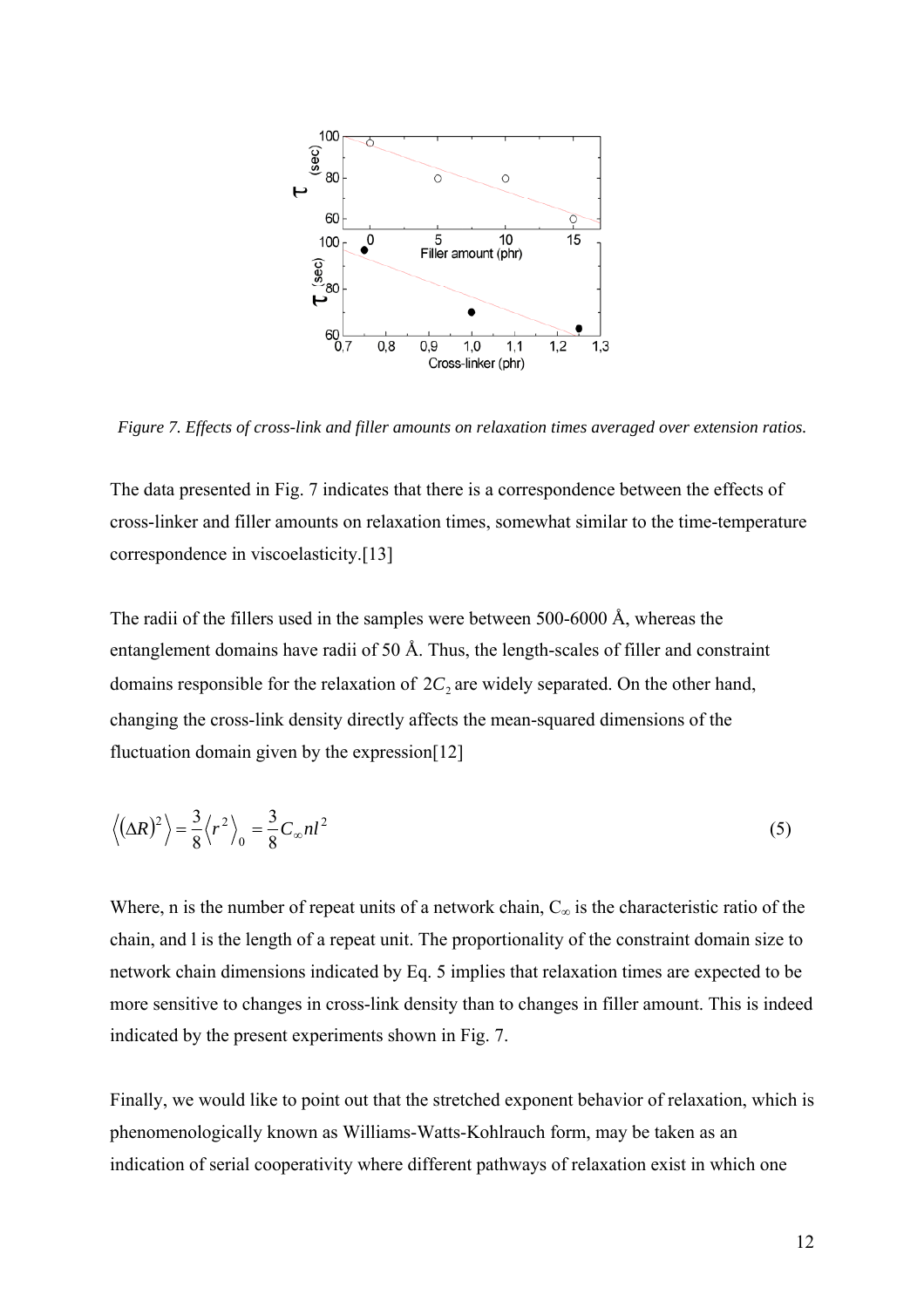Figure 7. Effects of cross-link and filler amounts on relaxation times averaged over extension ratios.

The data presented in Fig. 7 indicates that there is a correspondence between the effects of cross-linker and filler amounts on relaxation times, somewhat similar to the time-temperature correspondence in viscoelasticity.[13]

The radii of the fillers used in the samples were between 500-6000 Å, whereas the entanglement domains have radii of 50 Å. Thus, the length-scales of filler and constraint domains responsible for the relaxation of $2C_2$ are widely separated. On the other hand, changing the cross-link density directly affects the mean-squared dimensions of the fluctuation domain given by the expression[12]

$$\left\langle (\Delta R)^2 \right\rangle = \frac{3}{8}\left\langle r^2 \right\rangle_0 = \frac{3}{8} C_\infty n l^2 \tag{5}$$

Where, n is the number of repeat units of a network chain, $C_\infty$ is the characteristic ratio of the chain, and l is the length of a repeat unit. The proportionality of the constraint domain size to network chain dimensions indicated by Eq. 5 implies that relaxation times are expected to be more sensitive to changes in cross-link density than to changes in filler amount. This is indeed indicated by the present experiments shown in Fig. 7.

Finally, we would like to point out that the stretched exponent behavior of relaxation, which is phenomenologically known as Williams-Watts-Kohlrauch form, may be taken as an indication of serial cooperativity where different pathways of relaxation exist in which one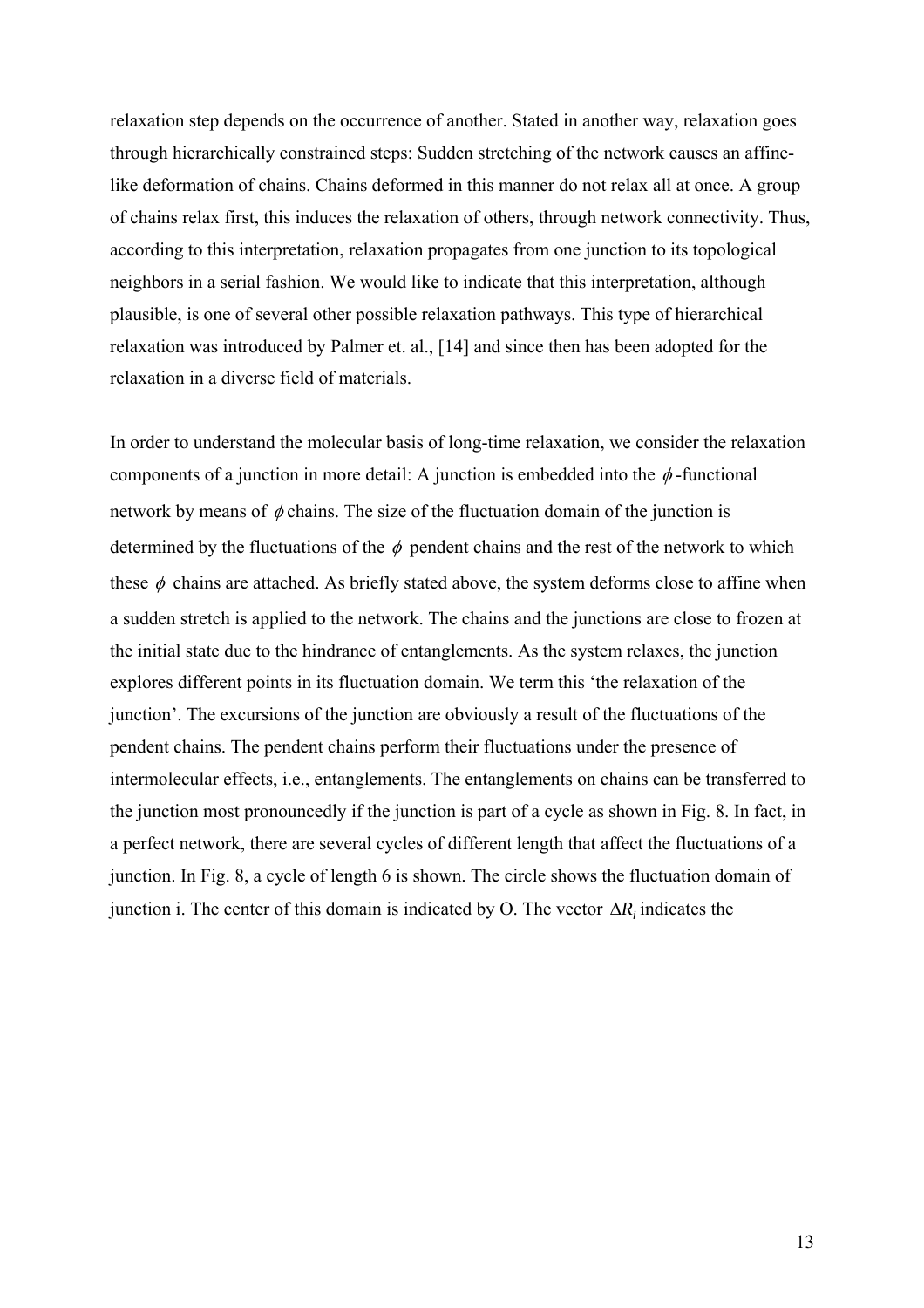relaxation step depends on the occurrence of another. Stated in another way, relaxation goes through hierarchically constrained steps: Sudden stretching of the network causes an affine-like deformation of chains. Chains deformed in this manner do not relax all at once. A group of chains relax first, this induces the relaxation of others, through network connectivity. Thus, according to this interpretation, relaxation propagates from one junction to its topological neighbors in a serial fashion. We would like to indicate that this interpretation, although plausible, is one of several other possible relaxation pathways. This type of hierarchical relaxation was introduced by Palmer et. al., [14] and since then has been adopted for the relaxation in a diverse field of materials.

In order to understand the molecular basis of long-time relaxation, we consider the relaxation components of a junction in more detail: A junction is embedded into the $\phi$-functional network by means of $\phi$ chains. The size of the fluctuation domain of the junction is determined by the fluctuations of the $\phi$ pendent chains and the rest of the network to which these $\phi$ chains are attached. As briefly stated above, the system deforms close to affine when a sudden stretch is applied to the network. The chains and the junctions are close to frozen at the initial state due to the hindrance of entanglements. As the system relaxes, the junction explores different points in its fluctuation domain. We term this 'the relaxation of the junction'. The excursions of the junction are obviously a result of the fluctuations of the pendent chains. The pendent chains perform their fluctuations under the presence of intermolecular effects, i.e., entanglements. The entanglements on chains can be transferred to the junction most pronouncedly if the junction is part of a cycle as shown in Fig. 8. In fact, in a perfect network, there are several cycles of different length that affect the fluctuations of a junction. In Fig. 8, a cycle of length 6 is shown. The circle shows the fluctuation domain of junction i. The center of this domain is indicated by O. The vector $\Delta R_i$ indicates the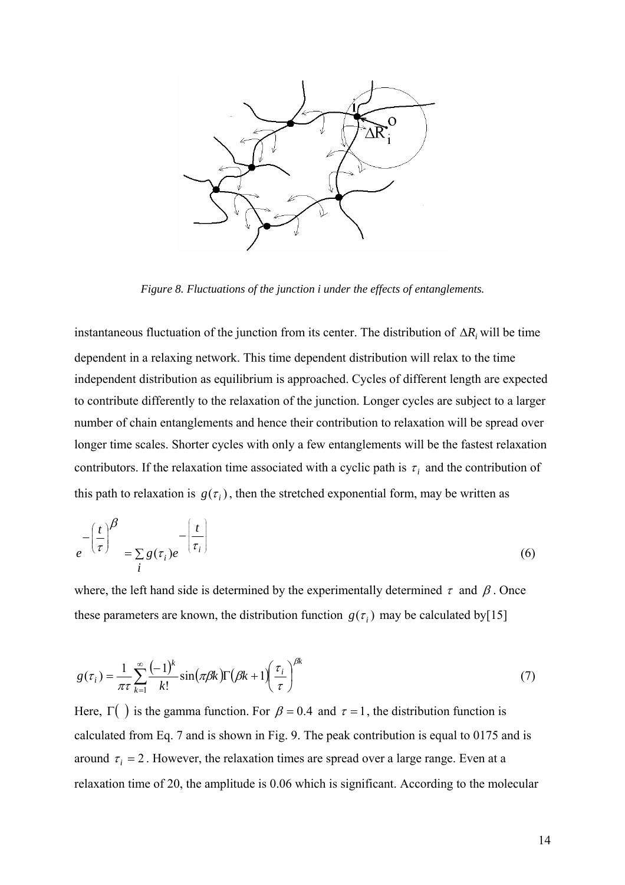*Figure 8. Fluctuations of the junction i under the effects of entanglements.*

instantaneous fluctuation of the junction from its center. The distribution of $\Delta R_i$ will be time dependent in a relaxing network. This time dependent distribution will relax to the time independent distribution as equilibrium is approached. Cycles of different length are expected to contribute differently to the relaxation of the junction. Longer cycles are subject to a larger number of chain entanglements and hence their contribution to relaxation will be spread over longer time scales. Shorter cycles with only a few entanglements will be the fastest relaxation contributors. If the relaxation time associated with a cyclic path is $\tau_i$ and the contribution of this path to relaxation is $g(\tau_i)$, then the stretched exponential form, may be written as

$$e^{-\left(\frac{t}{\tau}\right)^{\beta}} = \sum_i g(\tau_i) e^{-\left(\frac{t}{\tau_i}\right)} \tag{6}$$

where, the left hand side is determined by the experimentally determined $\tau$ and $\beta$. Once these parameters are known, the distribution function $g(\tau_i)$ may be calculated by[15]

$$g(\tau_i) = \frac{1}{\pi\tau} \sum_{k=1}^{\infty} \frac{(-1)^k}{k!} \sin(\pi\beta k)\Gamma(\beta k + 1)\left(\frac{\tau_i}{\tau}\right)^{\beta k} \tag{7}$$

Here, $\Gamma(\ )$ is the gamma function. For $\beta = 0.4$ and $\tau = 1$, the distribution function is calculated from Eq. 7 and is shown in Fig. 9. The peak contribution is equal to 0175 and is around $\tau_i = 2$. However, the relaxation times are spread over a large range. Even at a relaxation time of 20, the amplitude is 0.06 which is significant. According to the molecular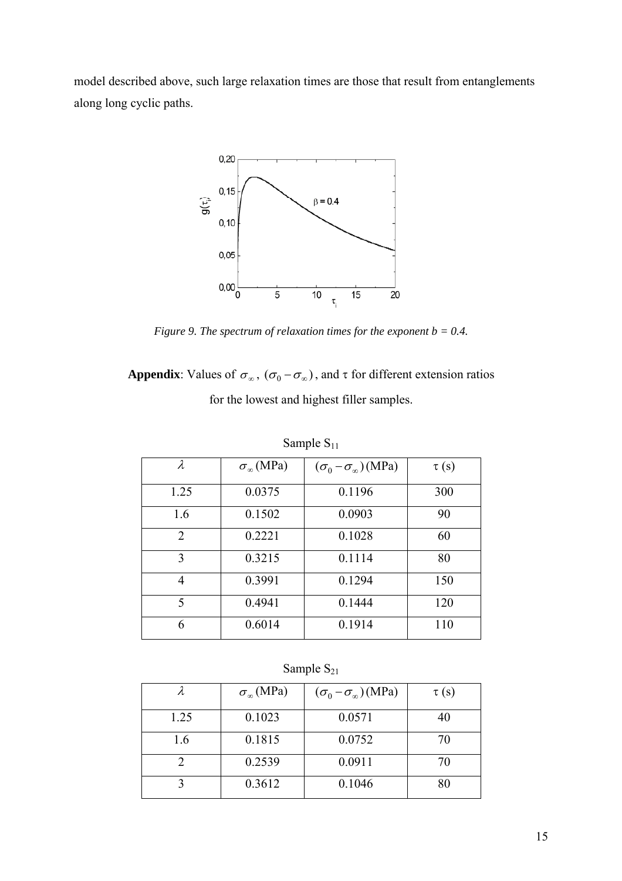model described above, such large relaxation times are those that result from entanglements along long cyclic paths.

*Figure 9. The spectrum of relaxation times for the exponent b = 0.4.*

**Appendix**: Values of $\sigma_\infty$, $(\sigma_0 - \sigma_\infty)$, and $\tau$ for different extension ratios for the lowest and highest filler samples.

Sample $S_{11}$

| $\lambda$ | $\sigma_\infty$ (MPa) | $(\sigma_0 - \sigma_\infty)$ (MPa) | $\tau$ (s) |
|---|---|---|---|
| 1.25 | 0.0375 | 0.1196 | 300 |
| 1.6 | 0.1502 | 0.0903 | 90 |
| 2 | 0.2221 | 0.1028 | 60 |
| 3 | 0.3215 | 0.1114 | 80 |
| 4 | 0.3991 | 0.1294 | 150 |
| 5 | 0.4941 | 0.1444 | 120 |
| 6 | 0.6014 | 0.1914 | 110 |

Sample $S_{21}$

| $\lambda$ | $\sigma_\infty$ (MPa) | $(\sigma_0 - \sigma_\infty)$ (MPa) | $\tau$ (s) |
|---|---|---|---|
| 1.25 | 0.1023 | 0.0571 | 40 |
| 1.6 | 0.1815 | 0.0752 | 70 |
| 2 | 0.2539 | 0.0911 | 70 |
| 3 | 0.3612 | 0.1046 | 80 |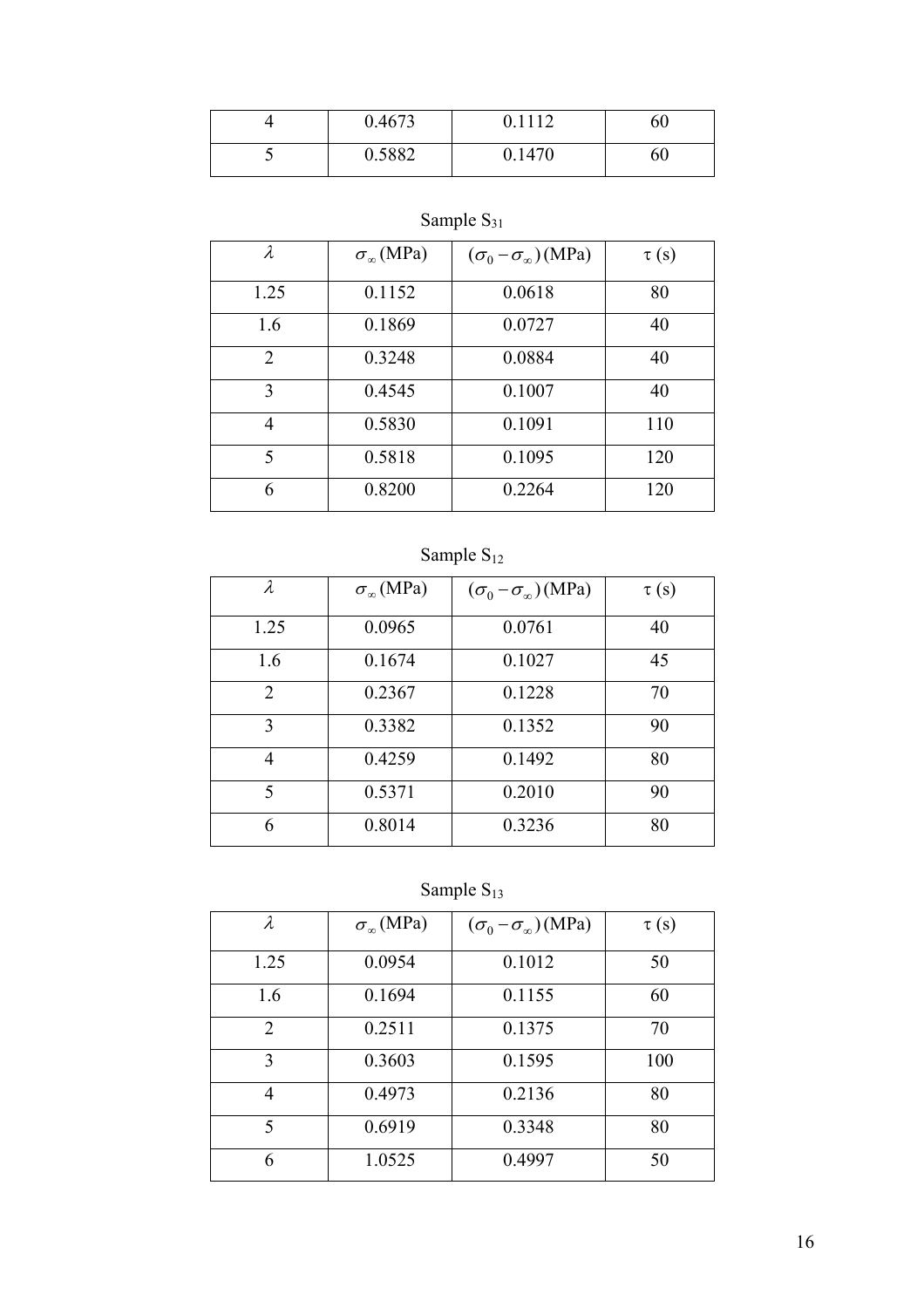| 4 | 0.4673 | 0.1112 | 60 |
|---|---|---|---|
| 5 | 0.5882 | 0.1470 | 60 |

Sample $S_{31}$

| $\lambda$ | $\sigma_\infty$ (MPa) | $(\sigma_0 - \sigma_\infty)$ (MPa) | τ (s) |
|---|---|---|---|
| 1.25 | 0.1152 | 0.0618 | 80 |
| 1.6 | 0.1869 | 0.0727 | 40 |
| 2 | 0.3248 | 0.0884 | 40 |
| 3 | 0.4545 | 0.1007 | 40 |
| 4 | 0.5830 | 0.1091 | 110 |
| 5 | 0.5818 | 0.1095 | 120 |
| 6 | 0.8200 | 0.2264 | 120 |

Sample $S_{12}$

| $\lambda$ | $\sigma_\infty$ (MPa) | $(\sigma_0 - \sigma_\infty)$ (MPa) | τ (s) |
|---|---|---|---|
| 1.25 | 0.0965 | 0.0761 | 40 |
| 1.6 | 0.1674 | 0.1027 | 45 |
| 2 | 0.2367 | 0.1228 | 70 |
| 3 | 0.3382 | 0.1352 | 90 |
| 4 | 0.4259 | 0.1492 | 80 |
| 5 | 0.5371 | 0.2010 | 90 |
| 6 | 0.8014 | 0.3236 | 80 |

Sample $S_{13}$

| $\lambda$ | $\sigma_\infty$ (MPa) | $(\sigma_0 - \sigma_\infty)$ (MPa) | τ (s) |
|---|---|---|---|
| 1.25 | 0.0954 | 0.1012 | 50 |
| 1.6 | 0.1694 | 0.1155 | 60 |
| 2 | 0.2511 | 0.1375 | 70 |
| 3 | 0.3603 | 0.1595 | 100 |
| 4 | 0.4973 | 0.2136 | 80 |
| 5 | 0.6919 | 0.3348 | 80 |
| 6 | 1.0525 | 0.4997 | 50 |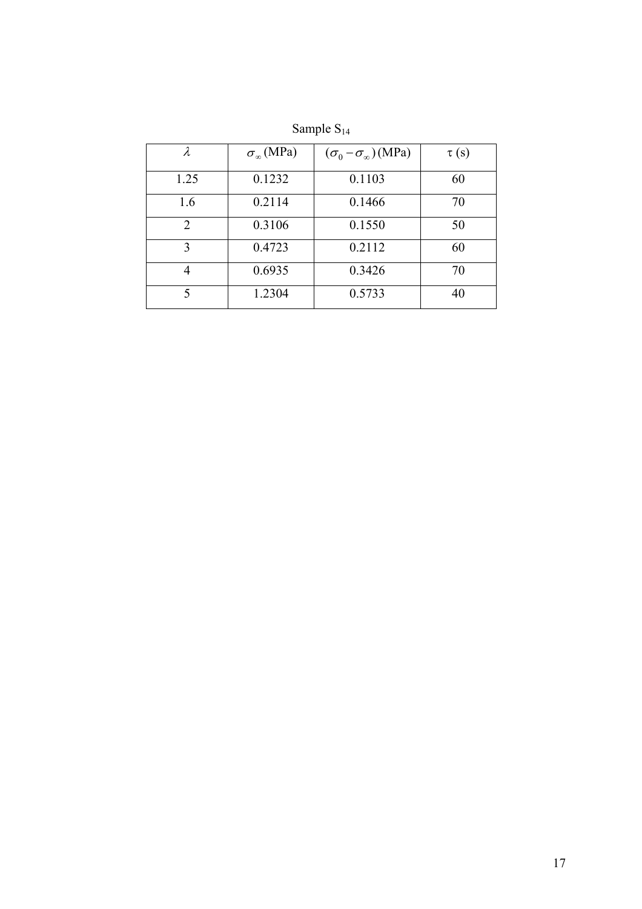Sample $S_{14}$

| $\lambda$ | $\sigma_{\infty}$ (MPa) | $(\sigma_0 - \sigma_{\infty})$ (MPa) | $\tau$ (s) |
|---|---|---|---|
| 1.25 | 0.1232 | 0.1103 | 60 |
| 1.6 | 0.2114 | 0.1466 | 70 |
| 2 | 0.3106 | 0.1550 | 50 |
| 3 | 0.4723 | 0.2112 | 60 |
| 4 | 0.6935 | 0.3426 | 70 |
| 5 | 1.2304 | 0.5733 | 40 |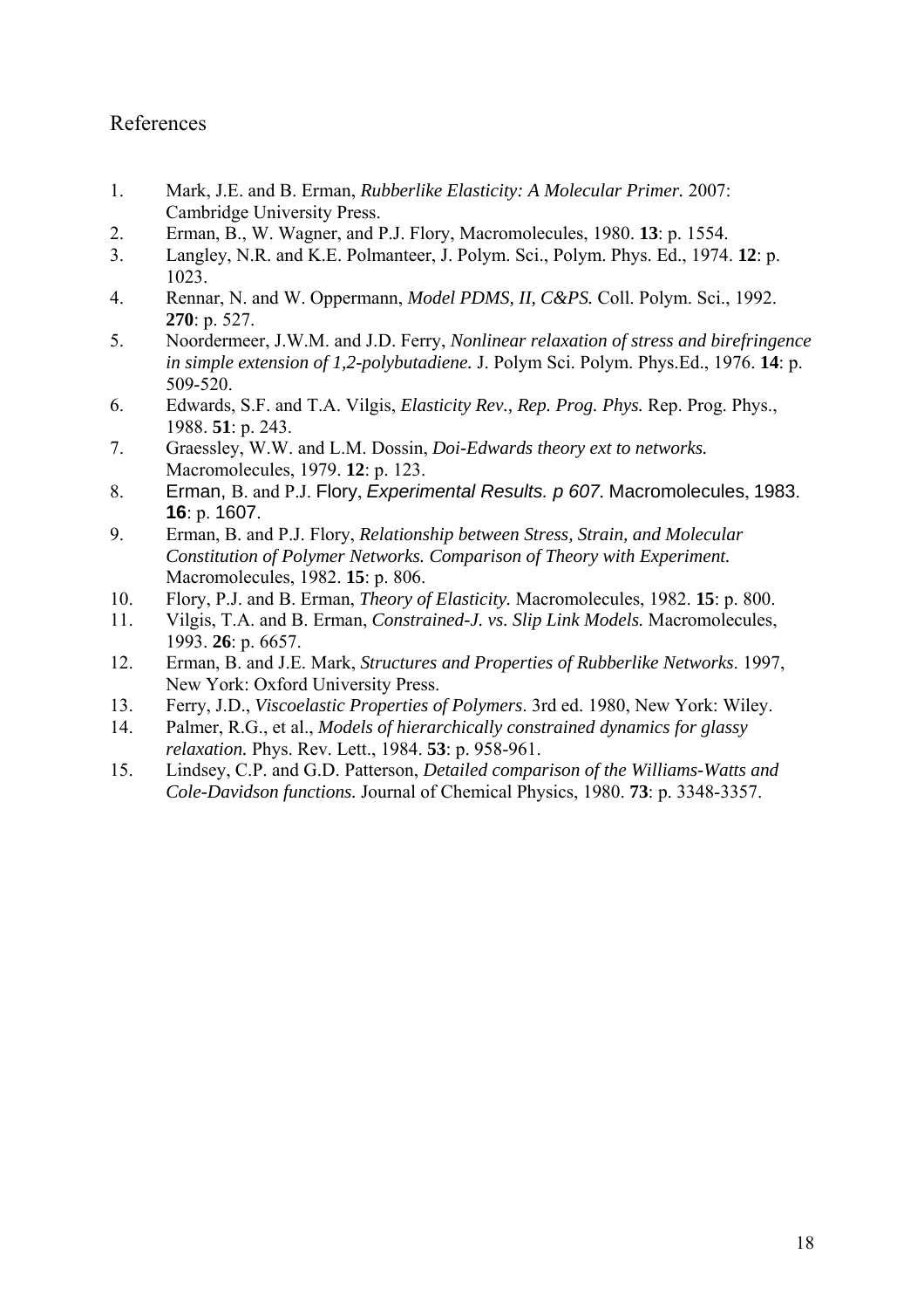# References

1. Mark, J.E. and B. Erman, *Rubberlike Elasticity: A Molecular Primer.* 2007: Cambridge University Press.
2. Erman, B., W. Wagner, and P.J. Flory, Macromolecules, 1980. **13**: p. 1554.
3. Langley, N.R. and K.E. Polmanteer, J. Polym. Sci., Polym. Phys. Ed., 1974. **12**: p. 1023.
4. Rennar, N. and W. Oppermann, *Model PDMS, II, C&PS.* Coll. Polym. Sci., 1992. **270**: p. 527.
5. Noordermeer, J.W.M. and J.D. Ferry, *Nonlinear relaxation of stress and birefringence in simple extension of 1,2-polybutadiene.* J. Polym Sci. Polym. Phys.Ed., 1976. **14**: p. 509-520.
6. Edwards, S.F. and T.A. Vilgis, *Elasticity Rev., Rep. Prog. Phys.* Rep. Prog. Phys., 1988. **51**: p. 243.
7. Graessley, W.W. and L.M. Dossin, *Doi-Edwards theory ext to networks.* Macromolecules, 1979. **12**: p. 123.
8. Erman, B. and P.J. Flory, *Experimental Results. p 607.* Macromolecules, 1983. **16**: p. 1607.
9. Erman, B. and P.J. Flory, *Relationship between Stress, Strain, and Molecular Constitution of Polymer Networks. Comparison of Theory with Experiment.* Macromolecules, 1982. **15**: p. 806.
10. Flory, P.J. and B. Erman, *Theory of Elasticity.* Macromolecules, 1982. **15**: p. 800.
11. Vilgis, T.A. and B. Erman, *Constrained-J. vs. Slip Link Models.* Macromolecules, 1993. **26**: p. 6657.
12. Erman, B. and J.E. Mark, *Structures and Properties of Rubberlike Networks*. 1997, New York: Oxford University Press.
13. Ferry, J.D., *Viscoelastic Properties of Polymers*. 3rd ed. 1980, New York: Wiley.
14. Palmer, R.G., et al., *Models of hierarchically constrained dynamics for glassy relaxation.* Phys. Rev. Lett., 1984. **53**: p. 958-961.
15. Lindsey, C.P. and G.D. Patterson, *Detailed comparison of the Williams-Watts and Cole-Davidson functions.* Journal of Chemical Physics, 1980. **73**: p. 3348-3357.